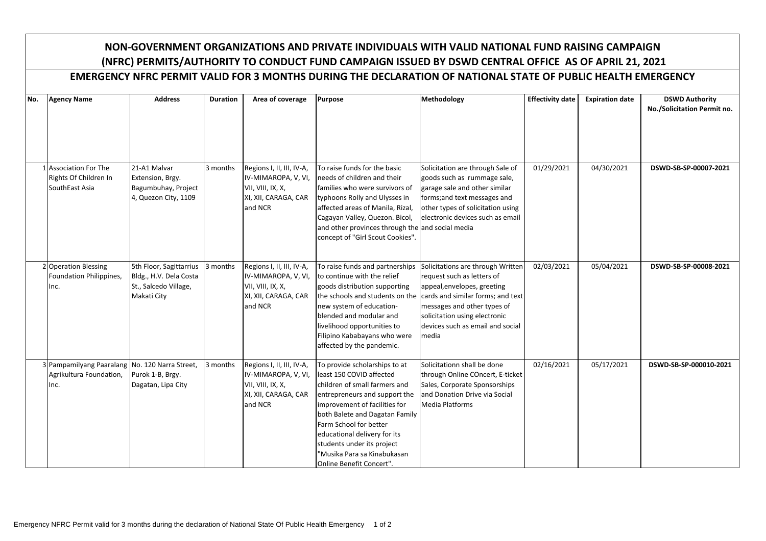# NON-GOVERNMENT ORGANIZATIONS AND PRIVATE INDIVIDUALS WITH VALID NATIONAL FUND RAISING CAMPAIGN (NFRC) PERMITS/AUTHORITY TO CONDUCT FUND CAMPAIGN ISSUED BY DSWD CENTRAL OFFICE AS OF APRIL 21, 2021

## EMERGENCY NFRC PERMIT VALID FOR 3 MONTHS DURING THE DECLARATION OF NATIONAL STATE OF PUBLIC HEALTH EMERGENCY

| No. | Agency Name | Address | Duration | Area of coverage | Purpose | Methodology | Effectivity date | Expiration date | DSWD Authority No./Solicitation Permit no. |
|---|---|---|---|---|---|---|---|---|---|
| 1 | Association For The Rights Of Children In SouthEast Asia | 21-A1 Malvar Extension, Brgy. Bagumbuhay, Project 4, Quezon City, 1109 | 3 months | Regions I, II, III, IV-A, IV-MIMAROPA, V, VI, VII, VIII, IX, X, XI, XII, CARAGA, CAR and NCR | To raise funds for the basic needs of children and their families who were survivors of typhoons Rolly and Ulysses in affected areas of Manila, Rizal, Cagayan Valley, Quezon. Bicol, and other provinces through the concept of "Girl Scout Cookies". | Solicitation are through Sale of goods such as rummage sale, garage sale and other similar forms;and text messages and other types of solicitation using electronic devices such as email and social media | 01/29/2021 | 04/30/2021 | **DSWD-SB-SP-00007-2021** |
| 2 | Operation Blessing Foundation Philippines, Inc. | 5th Floor, Sagittarrius Bldg., H.V. Dela Costa St., Salcedo Village, Makati City | 3 months | Regions I, II, III, IV-A, IV-MIMAROPA, V, VI, VII, VIII, IX, X, XI, XII, CARAGA, CAR and NCR | To raise funds and partnerships to continue with the relief goods distribution supporting the schools and students on the new system of education-blended and modular and livelihood opportunities to Filipino Kababayans who were affected by the pandemic. | Solicitations are through Written request such as letters of appeal,envelopes, greeting cards and similar forms; and text messages and other types of solicitation using electronic devices such as email and social media | 02/03/2021 | 05/04/2021 | **DSWD-SB-SP-00008-2021** |
| 3 | Pampamilyang Paaralang Agrikultura Foundation, Inc. | No. 120 Narra Street, Purok 1-B, Brgy. Dagatan, Lipa City | 3 months | Regions I, II, III, IV-A, IV-MIMAROPA, V, VI, VII, VIII, IX, X, XI, XII, CARAGA, CAR and NCR | To provide scholarships to at least 150 COVID affected children of small farmers and entrepreneurs and support the improvement of facilities for both Balete and Dagatan Family Farm School for better educational delivery for its students under its project "Musika Para sa Kinabukasan Online Benefit Concert". | Solicitationn shall be done through Online COncert, E-ticket Sales, Corporate Sponsorships and Donation Drive via Social Media Platforms | 02/16/2021 | 05/17/2021 | **DSWD-SB-SP-000010-2021** |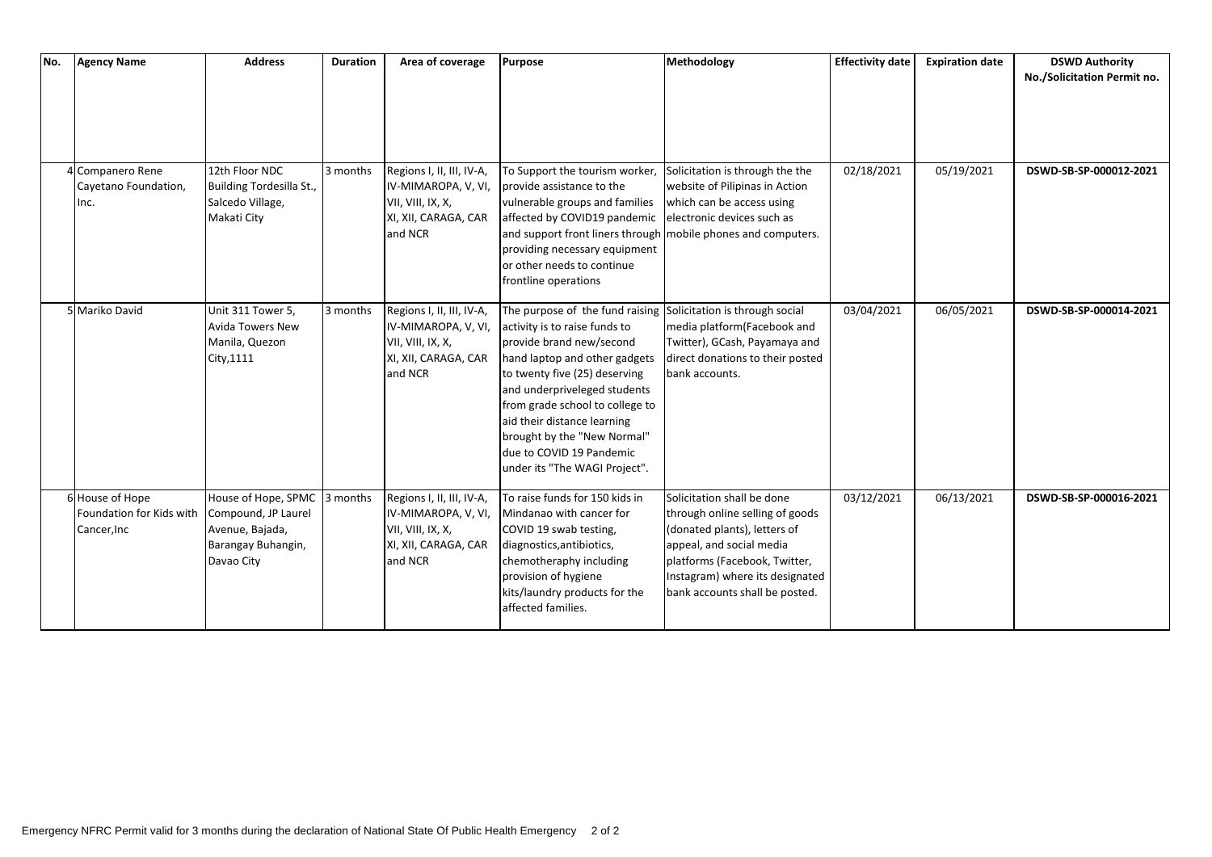| No. | Agency Name | Address | Duration | Area of coverage | Purpose | Methodology | Effectivity date | Expiration date | DSWD Authority No./Solicitation Permit no. |
|---|---|---|---|---|---|---|---|---|---|
| 4 | Companero Rene Cayetano Foundation, Inc. | 12th Floor NDC Building Tordesilla St., Salcedo Village, Makati City | 3 months | Regions I, II, III, IV-A, IV-MIMAROPA, V, VI, VII, VIII, IX, X, XI, XII, CARAGA, CAR and NCR | To Support the tourism worker, provide assistance to the vulnerable groups and families affected by COVID19 pandemic and support front liners through providing necessary equipment or other needs to continue frontline operations | Solicitation is through the the website of Pilipinas in Action which can be access using electronic devices such as mobile phones and computers. | 02/18/2021 | 05/19/2021 | **DSWD-SB-SP-000012-2021** |
| 5 | Mariko David | Unit 311 Tower 5, Avida Towers New Manila, Quezon City,1111 | 3 months | Regions I, II, III, IV-A, IV-MIMAROPA, V, VI, VII, VIII, IX, X, XI, XII, CARAGA, CAR and NCR | The purpose of the fund raising activity is to raise funds to provide brand new/second hand laptop and other gadgets to twenty five (25) deserving and underpriveleged students from grade school to college to aid their distance learning brought by the "New Normal" due to COVID 19 Pandemic under its "The WAGI Project". | Solicitation is through social media platform(Facebook and Twitter), GCash, Payamaya and direct donations to their posted bank accounts. | 03/04/2021 | 06/05/2021 | **DSWD-SB-SP-000014-2021** |
| 6 | House of Hope Foundation for Kids with Cancer,Inc | House of Hope, SPMC Compound, JP Laurel Avenue, Bajada, Barangay Buhangin, Davao City | 3 months | Regions I, II, III, IV-A, IV-MIMAROPA, V, VI, VII, VIII, IX, X, XI, XII, CARAGA, CAR and NCR | To raise funds for 150 kids in Mindanao with cancer for COVID 19 swab testing, diagnostics,antibiotics, chemotheraphy including provision of hygiene kits/laundry products for the affected families. | Solicitation shall be done through online selling of goods (donated plants), letters of appeal, and social media platforms (Facebook, Twitter, Instagram) where its designated bank accounts shall be posted. | 03/12/2021 | 06/13/2021 | **DSWD-SB-SP-000016-2021** |

Emergency NFRC Permit valid for 3 months during the declaration of National State Of Public Health Emergency